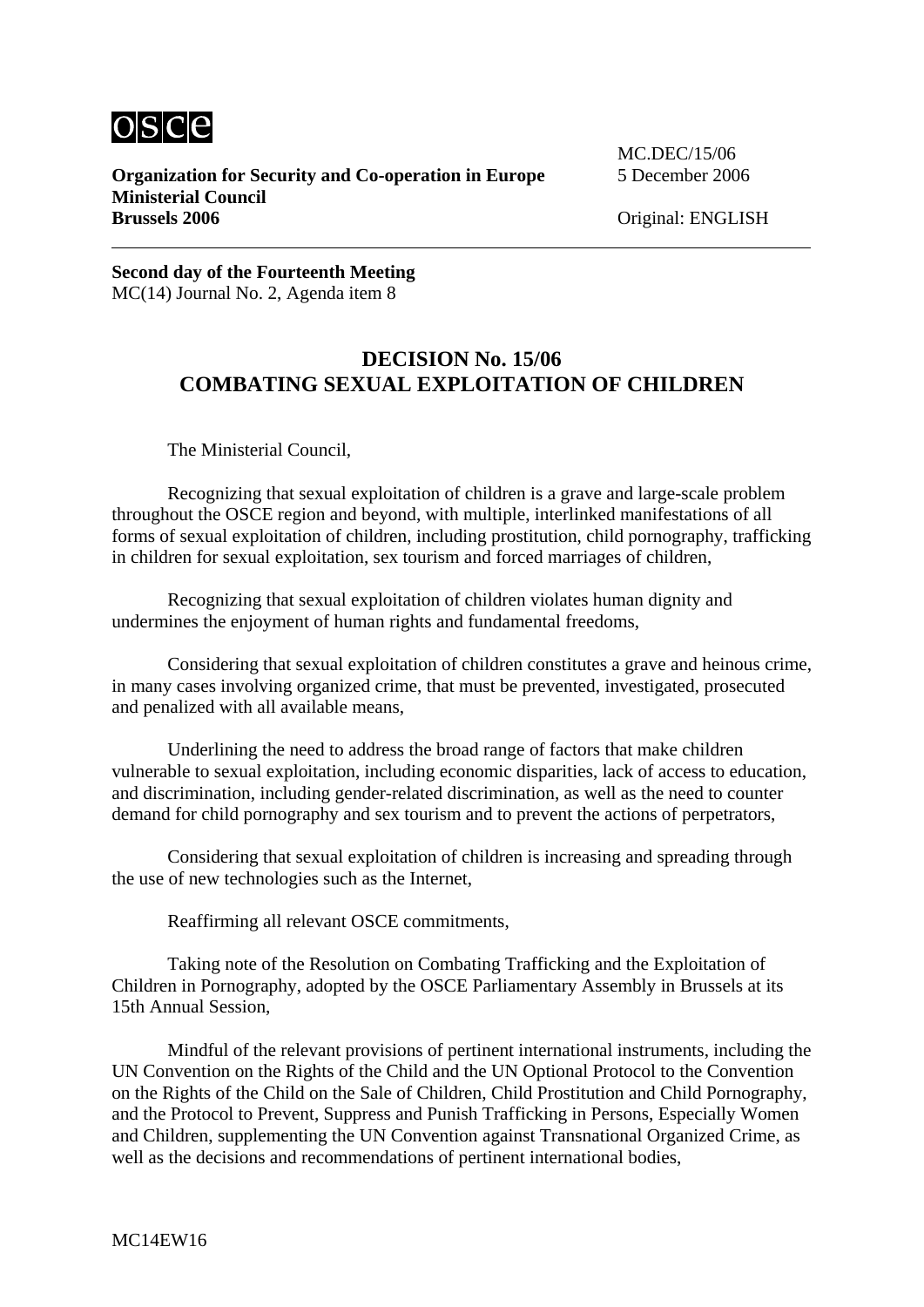osce

**Organization for Security and Co-operation in Europe**
**Ministerial Council**
**Brussels 2006**

MC.DEC/15/06
5 December 2006

Original: ENGLISH

**Second day of the Fourteenth Meeting**
MC(14) Journal No. 2, Agenda item 8

## DECISION No. 15/06
## COMBATING SEXUAL EXPLOITATION OF CHILDREN

The Ministerial Council,

Recognizing that sexual exploitation of children is a grave and large-scale problem throughout the OSCE region and beyond, with multiple, interlinked manifestations of all forms of sexual exploitation of children, including prostitution, child pornography, trafficking in children for sexual exploitation, sex tourism and forced marriages of children,

Recognizing that sexual exploitation of children violates human dignity and undermines the enjoyment of human rights and fundamental freedoms,

Considering that sexual exploitation of children constitutes a grave and heinous crime, in many cases involving organized crime, that must be prevented, investigated, prosecuted and penalized with all available means,

Underlining the need to address the broad range of factors that make children vulnerable to sexual exploitation, including economic disparities, lack of access to education, and discrimination, including gender-related discrimination, as well as the need to counter demand for child pornography and sex tourism and to prevent the actions of perpetrators,

Considering that sexual exploitation of children is increasing and spreading through the use of new technologies such as the Internet,

Reaffirming all relevant OSCE commitments,

Taking note of the Resolution on Combating Trafficking and the Exploitation of Children in Pornography, adopted by the OSCE Parliamentary Assembly in Brussels at its 15th Annual Session,

Mindful of the relevant provisions of pertinent international instruments, including the UN Convention on the Rights of the Child and the UN Optional Protocol to the Convention on the Rights of the Child on the Sale of Children, Child Prostitution and Child Pornography, and the Protocol to Prevent, Suppress and Punish Trafficking in Persons, Especially Women and Children, supplementing the UN Convention against Transnational Organized Crime, as well as the decisions and recommendations of pertinent international bodies,

MC14EW16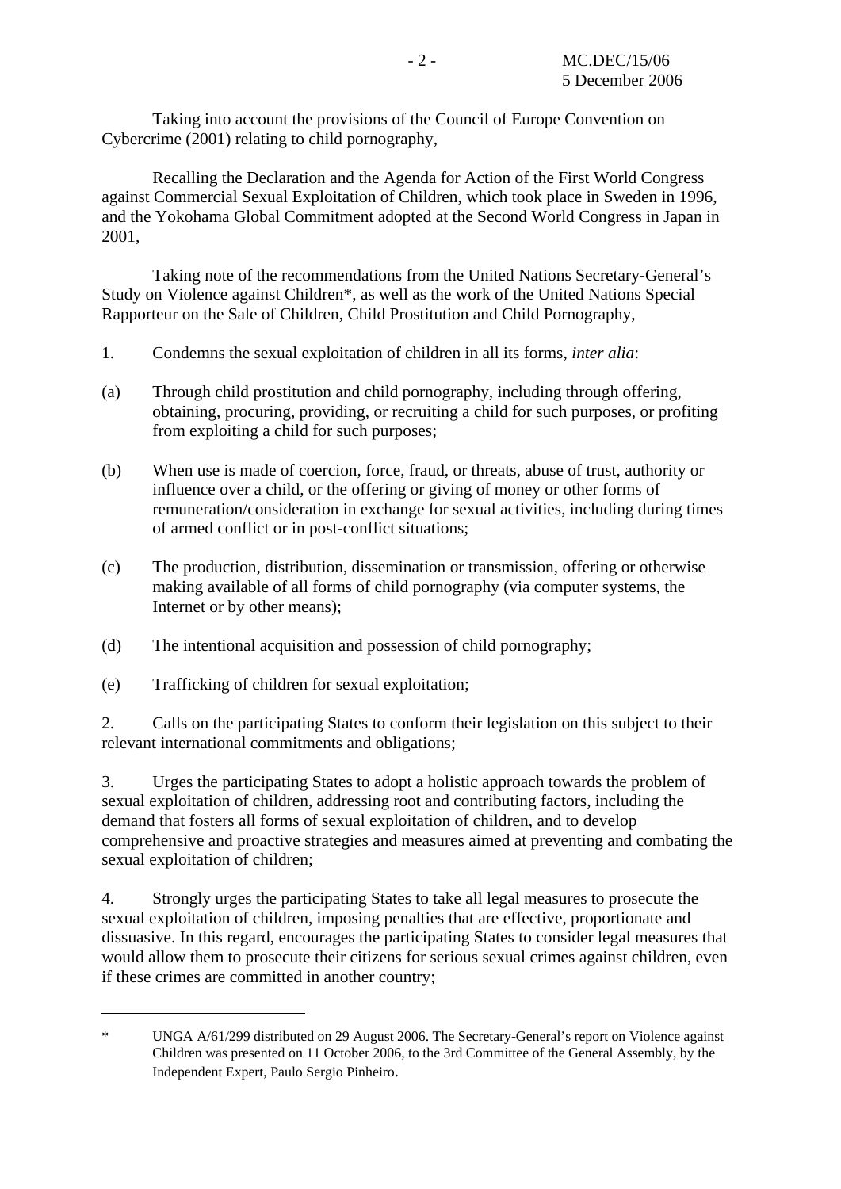Taking into account the provisions of the Council of Europe Convention on Cybercrime (2001) relating to child pornography,

Recalling the Declaration and the Agenda for Action of the First World Congress against Commercial Sexual Exploitation of Children, which took place in Sweden in 1996, and the Yokohama Global Commitment adopted at the Second World Congress in Japan in 2001,

Taking note of the recommendations from the United Nations Secretary-General's Study on Violence against Children*, as well as the work of the United Nations Special Rapporteur on the Sale of Children, Child Prostitution and Child Pornography,

1. Condemns the sexual exploitation of children in all its forms, *inter alia*:

(a) Through child prostitution and child pornography, including through offering, obtaining, procuring, providing, or recruiting a child for such purposes, or profiting from exploiting a child for such purposes;

(b) When use is made of coercion, force, fraud, or threats, abuse of trust, authority or influence over a child, or the offering or giving of money or other forms of remuneration/consideration in exchange for sexual activities, including during times of armed conflict or in post-conflict situations;

(c) The production, distribution, dissemination or transmission, offering or otherwise making available of all forms of child pornography (via computer systems, the Internet or by other means);

(d) The intentional acquisition and possession of child pornography;

(e) Trafficking of children for sexual exploitation;

2. Calls on the participating States to conform their legislation on this subject to their relevant international commitments and obligations;

3. Urges the participating States to adopt a holistic approach towards the problem of sexual exploitation of children, addressing root and contributing factors, including the demand that fosters all forms of sexual exploitation of children, and to develop comprehensive and proactive strategies and measures aimed at preventing and combating the sexual exploitation of children;

4. Strongly urges the participating States to take all legal measures to prosecute the sexual exploitation of children, imposing penalties that are effective, proportionate and dissuasive. In this regard, encourages the participating States to consider legal measures that would allow them to prosecute their citizens for serious sexual crimes against children, even if these crimes are committed in another country;

---

* UNGA A/61/299 distributed on 29 August 2006. The Secretary-General's report on Violence against Children was presented on 11 October 2006, to the 3rd Committee of the General Assembly, by the Independent Expert, Paulo Sergio Pinheiro.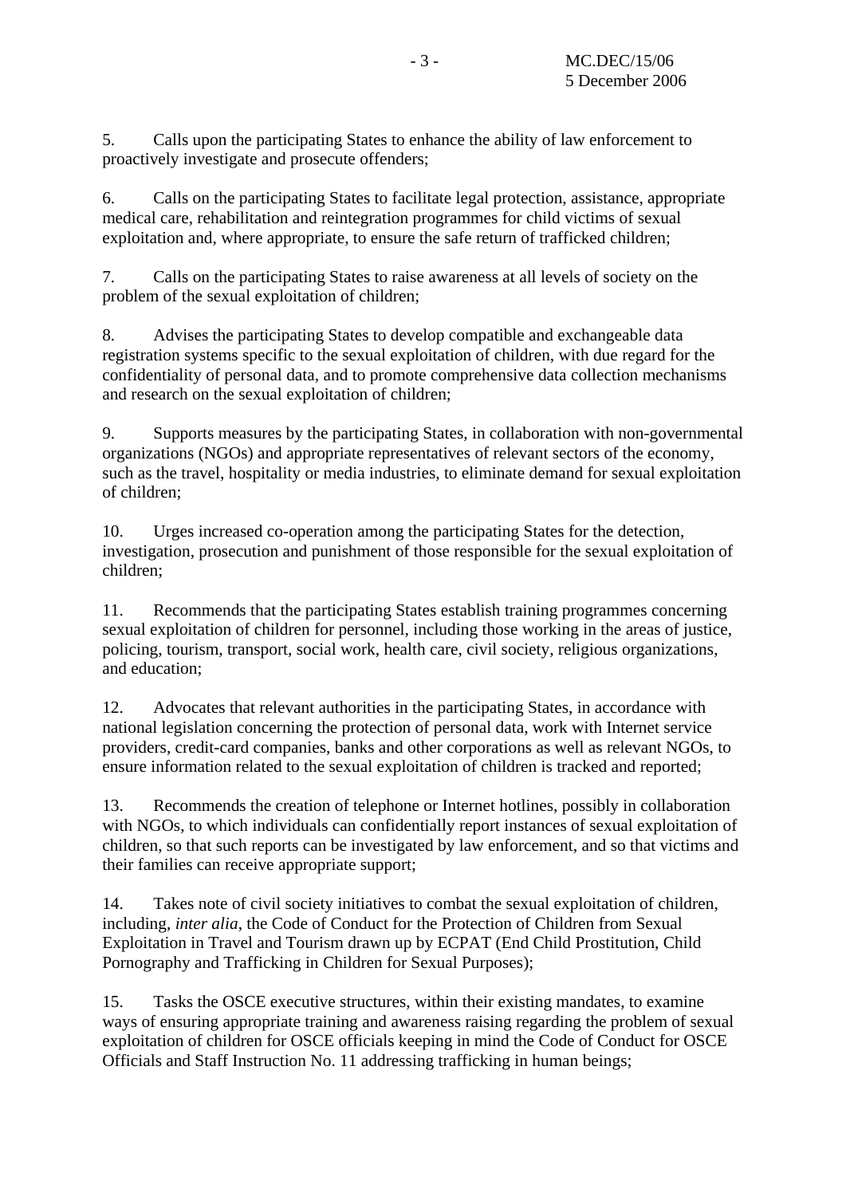5. Calls upon the participating States to enhance the ability of law enforcement to proactively investigate and prosecute offenders;

6. Calls on the participating States to facilitate legal protection, assistance, appropriate medical care, rehabilitation and reintegration programmes for child victims of sexual exploitation and, where appropriate, to ensure the safe return of trafficked children;

7. Calls on the participating States to raise awareness at all levels of society on the problem of the sexual exploitation of children;

8. Advises the participating States to develop compatible and exchangeable data registration systems specific to the sexual exploitation of children, with due regard for the confidentiality of personal data, and to promote comprehensive data collection mechanisms and research on the sexual exploitation of children;

9. Supports measures by the participating States, in collaboration with non-governmental organizations (NGOs) and appropriate representatives of relevant sectors of the economy, such as the travel, hospitality or media industries, to eliminate demand for sexual exploitation of children;

10. Urges increased co-operation among the participating States for the detection, investigation, prosecution and punishment of those responsible for the sexual exploitation of children;

11. Recommends that the participating States establish training programmes concerning sexual exploitation of children for personnel, including those working in the areas of justice, policing, tourism, transport, social work, health care, civil society, religious organizations, and education;

12. Advocates that relevant authorities in the participating States, in accordance with national legislation concerning the protection of personal data, work with Internet service providers, credit-card companies, banks and other corporations as well as relevant NGOs, to ensure information related to the sexual exploitation of children is tracked and reported;

13. Recommends the creation of telephone or Internet hotlines, possibly in collaboration with NGOs, to which individuals can confidentially report instances of sexual exploitation of children, so that such reports can be investigated by law enforcement, and so that victims and their families can receive appropriate support;

14. Takes note of civil society initiatives to combat the sexual exploitation of children, including, *inter alia*, the Code of Conduct for the Protection of Children from Sexual Exploitation in Travel and Tourism drawn up by ECPAT (End Child Prostitution, Child Pornography and Trafficking in Children for Sexual Purposes);

15. Tasks the OSCE executive structures, within their existing mandates, to examine ways of ensuring appropriate training and awareness raising regarding the problem of sexual exploitation of children for OSCE officials keeping in mind the Code of Conduct for OSCE Officials and Staff Instruction No. 11 addressing trafficking in human beings;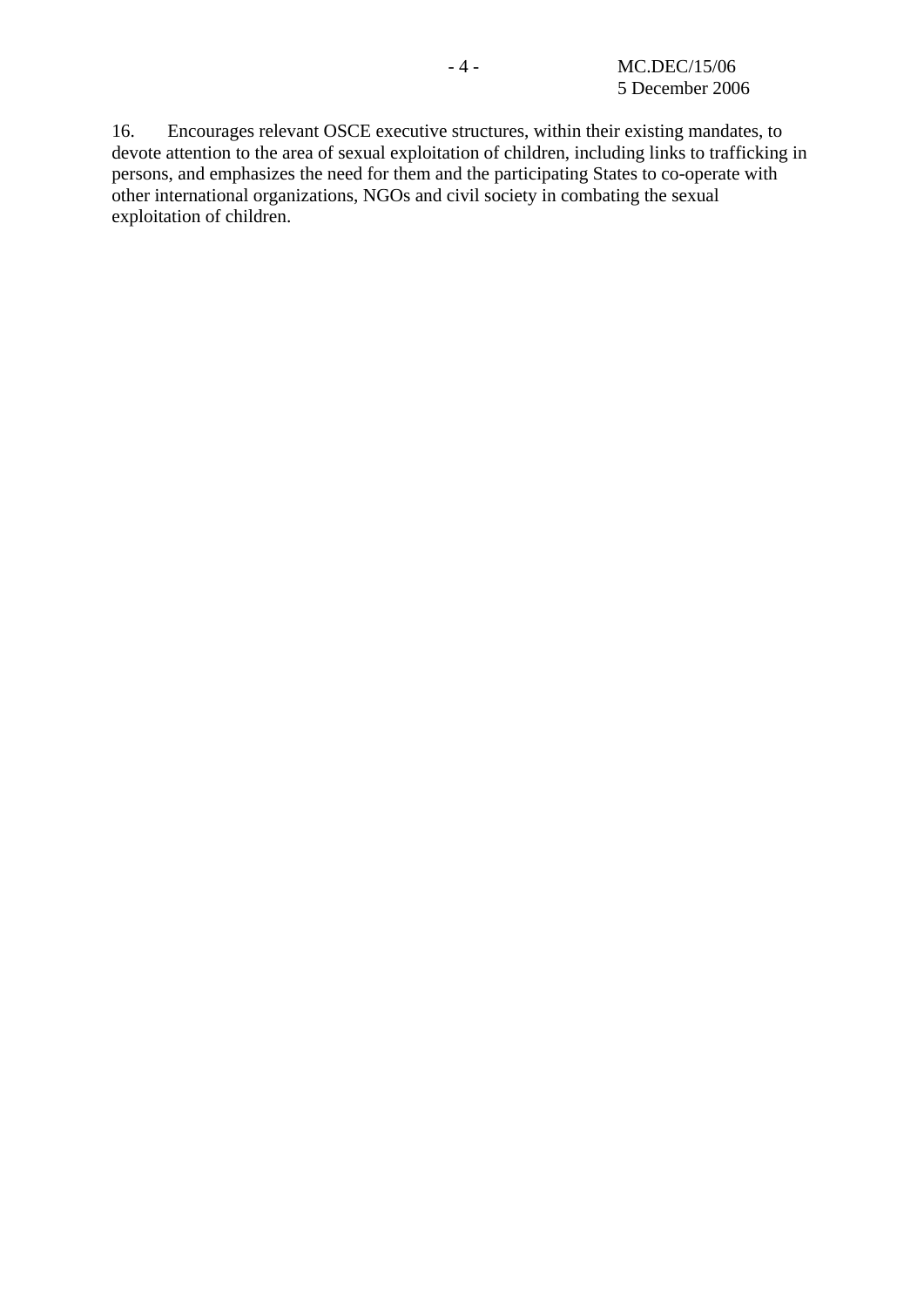16. Encourages relevant OSCE executive structures, within their existing mandates, to devote attention to the area of sexual exploitation of children, including links to trafficking in persons, and emphasizes the need for them and the participating States to co-operate with other international organizations, NGOs and civil society in combating the sexual exploitation of children.